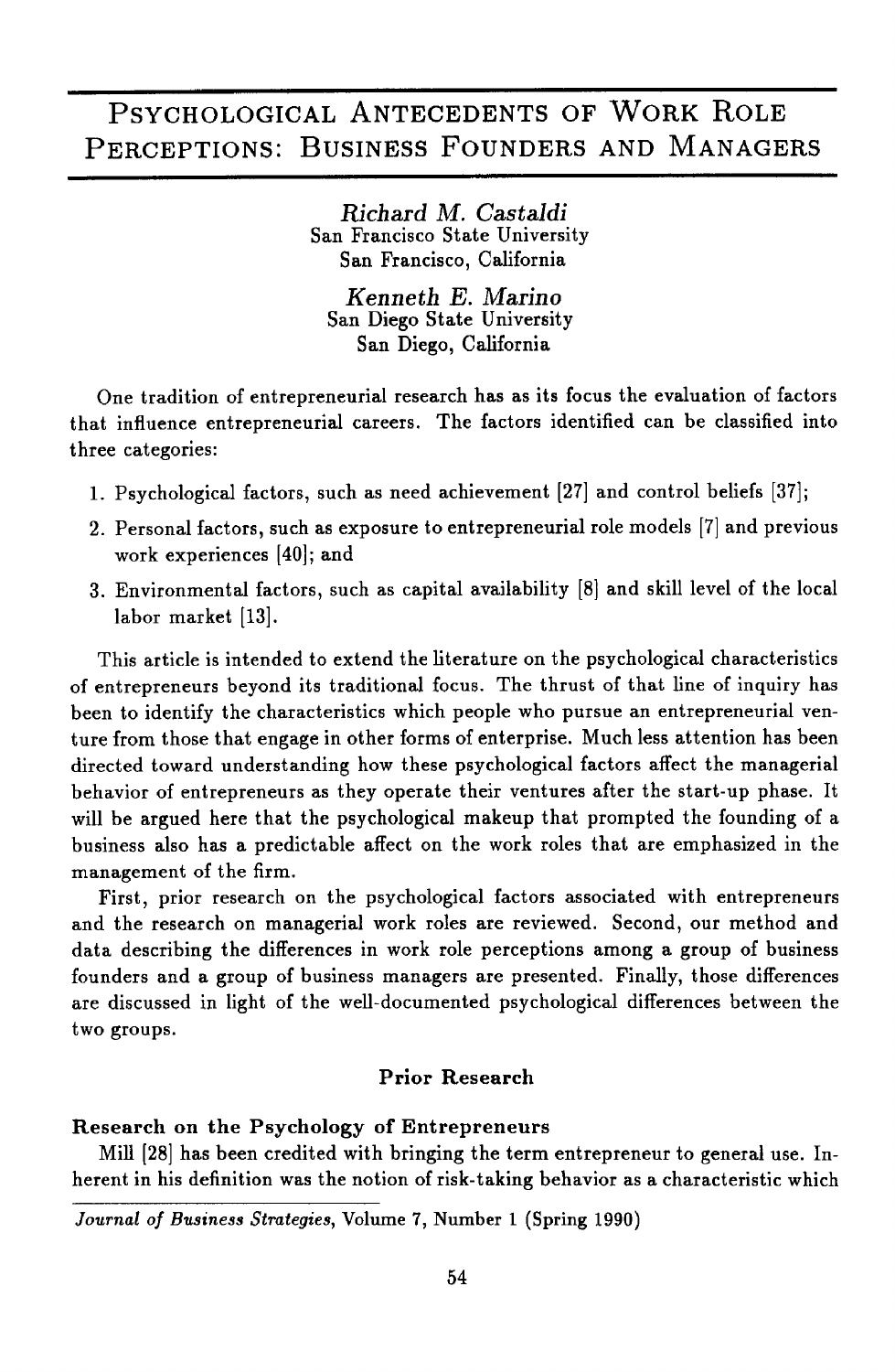# Psychological Antecedents of Work Role Perceptions: Business Founders and Managers

*Richard M. Castaldi*
San Francisco State University
San Francisco, California

*Kenneth E. Marino*
San Diego State University
San Diego, California

One tradition of entrepreneurial research has as its focus the evaluation of factors that influence entrepreneurial careers. The factors identified can be classified into three categories:

1. Psychological factors, such as need achievement [27] and control beliefs [37];
2. Personal factors, such as exposure to entrepreneurial role models [7] and previous work experiences [40]; and
3. Environmental factors, such as capital availability [8] and skill level of the local labor market [13].

This article is intended to extend the literature on the psychological characteristics of entrepreneurs beyond its traditional focus. The thrust of that line of inquiry has been to identify the characteristics which people who pursue an entrepreneurial venture from those that engage in other forms of enterprise. Much less attention has been directed toward understanding how these psychological factors affect the managerial behavior of entrepreneurs as they operate their ventures after the start-up phase. It will be argued here that the psychological makeup that prompted the founding of a business also has a predictable affect on the work roles that are emphasized in the management of the firm.

First, prior research on the psychological factors associated with entrepreneurs and the research on managerial work roles are reviewed. Second, our method and data describing the differences in work role perceptions among a group of business founders and a group of business managers are presented. Finally, those differences are discussed in light of the well-documented psychological differences between the two groups.

## Prior Research

### Research on the Psychology of Entrepreneurs

Mill [28] has been credited with bringing the term entrepreneur to general use. Inherent in his definition was the notion of risk-taking behavior as a characteristic which

*Journal of Business Strategies*, Volume 7, Number 1 (Spring 1990)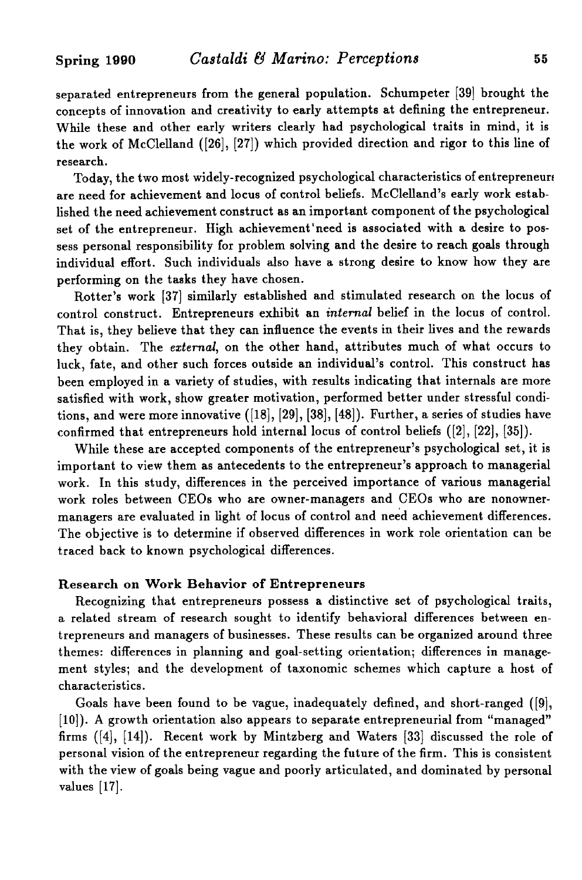separated entrepreneurs from the general population. Schumpeter [39] brought the concepts of innovation and creativity to early attempts at defining the entrepreneur. While these and other early writers clearly had psychological traits in mind, it is the work of McClelland ([26], [27]) which provided direction and rigor to this line of research.

Today, the two most widely-recognized psychological characteristics of entrepreneurs are need for achievement and locus of control beliefs. McClelland's early work established the need achievement construct as an important component of the psychological set of the entrepreneur. High achievement need is associated with a desire to possess personal responsibility for problem solving and the desire to reach goals through individual effort. Such individuals also have a strong desire to know how they are performing on the tasks they have chosen.

Rotter's work [37] similarly established and stimulated research on the locus of control construct. Entrepreneurs exhibit an *internal* belief in the locus of control. That is, they believe that they can influence the events in their lives and the rewards they obtain. The *external*, on the other hand, attributes much of what occurs to luck, fate, and other such forces outside an individual's control. This construct has been employed in a variety of studies, with results indicating that internals are more satisfied with work, show greater motivation, performed better under stressful conditions, and were more innovative ([18], [29], [38], [48]). Further, a series of studies have confirmed that entrepreneurs hold internal locus of control beliefs ([2], [22], [35]).

While these are accepted components of the entrepreneur's psychological set, it is important to view them as antecedents to the entrepreneur's approach to managerial work. In this study, differences in the perceived importance of various managerial work roles between CEOs who are owner-managers and CEOs who are nonowner-managers are evaluated in light of locus of control and need achievement differences. The objective is to determine if observed differences in work role orientation can be traced back to known psychological differences.

### Research on Work Behavior of Entrepreneurs

Recognizing that entrepreneurs possess a distinctive set of psychological traits, a related stream of research sought to identify behavioral differences between entrepreneurs and managers of businesses. These results can be organized around three themes: differences in planning and goal-setting orientation; differences in management styles; and the development of taxonomic schemes which capture a host of characteristics.

Goals have been found to be vague, inadequately defined, and short-ranged ([9], [10]). A growth orientation also appears to separate entrepreneurial from "managed" firms ([4], [14]). Recent work by Mintzberg and Waters [33] discussed the role of personal vision of the entrepreneur regarding the future of the firm. This is consistent with the view of goals being vague and poorly articulated, and dominated by personal values [17].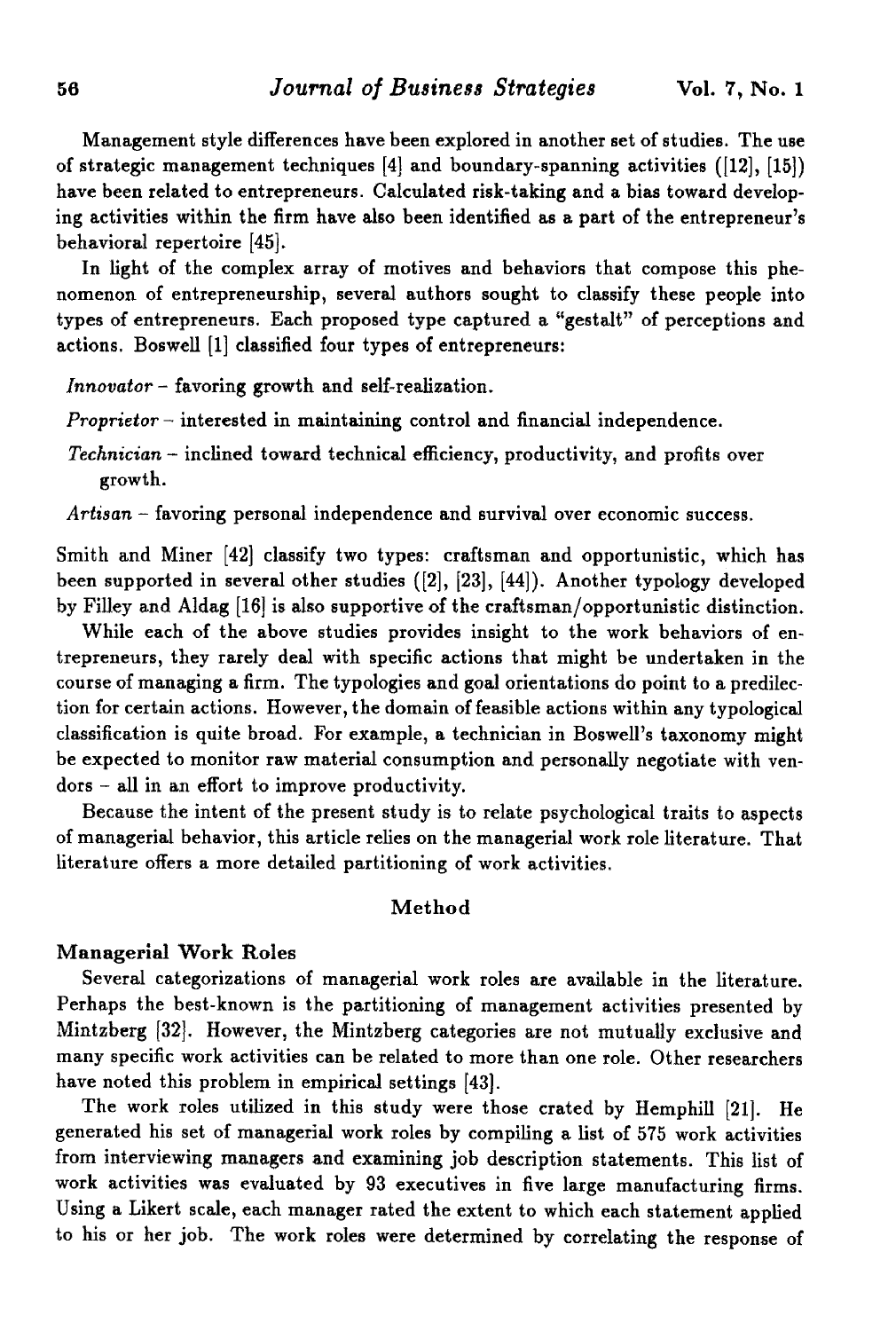Management style differences have been explored in another set of studies. The use of strategic management techniques [4] and boundary-spanning activities ([12], [15]) have been related to entrepreneurs. Calculated risk-taking and a bias toward developing activities within the firm have also been identified as a part of the entrepreneur's behavioral repertoire [45].

In light of the complex array of motives and behaviors that compose this phenomenon of entrepreneurship, several authors sought to classify these people into types of entrepreneurs. Each proposed type captured a "gestalt" of perceptions and actions. Boswell [1] classified four types of entrepreneurs:

*Innovator* – favoring growth and self-realization.

*Proprietor* – interested in maintaining control and financial independence.

*Technician* – inclined toward technical efficiency, productivity, and profits over growth.

*Artisan* – favoring personal independence and survival over economic success.

Smith and Miner [42] classify two types: craftsman and opportunistic, which has been supported in several other studies ([2], [23], [44]). Another typology developed by Filley and Aldag [16] is also supportive of the craftsman/opportunistic distinction.

While each of the above studies provides insight to the work behaviors of entrepreneurs, they rarely deal with specific actions that might be undertaken in the course of managing a firm. The typologies and goal orientations do point to a predilection for certain actions. However, the domain of feasible actions within any typological classification is quite broad. For example, a technician in Boswell's taxonomy might be expected to monitor raw material consumption and personally negotiate with vendors – all in an effort to improve productivity.

Because the intent of the present study is to relate psychological traits to aspects of managerial behavior, this article relies on the managerial work role literature. That literature offers a more detailed partitioning of work activities.

## Method

### Managerial Work Roles

Several categorizations of managerial work roles are available in the literature. Perhaps the best-known is the partitioning of management activities presented by Mintzberg [32]. However, the Mintzberg categories are not mutually exclusive and many specific work activities can be related to more than one role. Other researchers have noted this problem in empirical settings [43].

The work roles utilized in this study were those crated by Hemphill [21]. He generated his set of managerial work roles by compiling a list of 575 work activities from interviewing managers and examining job description statements. This list of work activities was evaluated by 93 executives in five large manufacturing firms. Using a Likert scale, each manager rated the extent to which each statement applied to his or her job. The work roles were determined by correlating the response of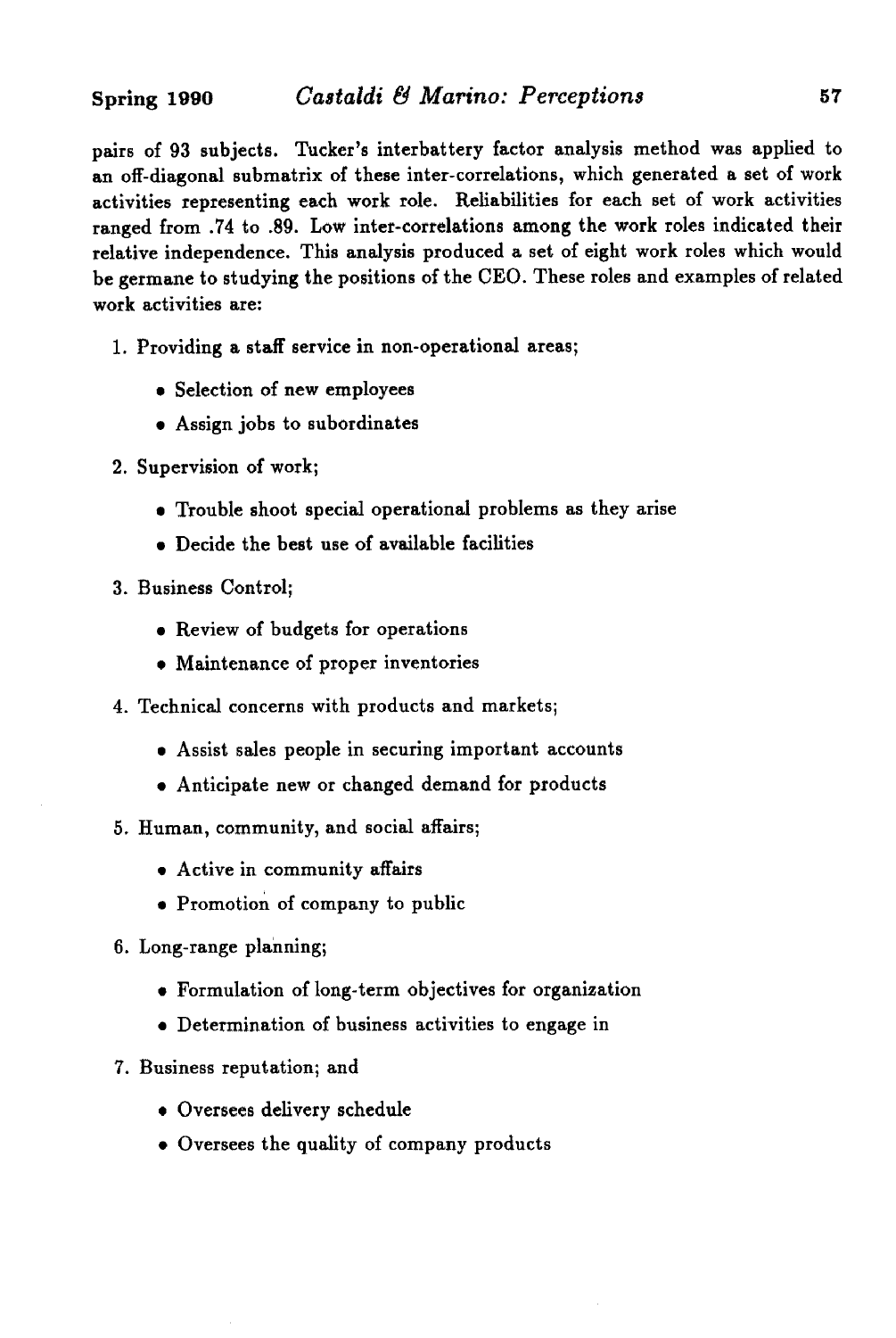pairs of 93 subjects. Tucker's interbattery factor analysis method was applied to an off-diagonal submatrix of these inter-correlations, which generated a set of work activities representing each work role. Reliabilities for each set of work activities ranged from .74 to .89. Low inter-correlations among the work roles indicated their relative independence. This analysis produced a set of eight work roles which would be germane to studying the positions of the CEO. These roles and examples of related work activities are:

1. Providing a staff service in non-operational areas;
    - Selection of new employees
    - Assign jobs to subordinates
2. Supervision of work;
    - Trouble shoot special operational problems as they arise
    - Decide the best use of available facilities
3. Business Control;
    - Review of budgets for operations
    - Maintenance of proper inventories
4. Technical concerns with products and markets;
    - Assist sales people in securing important accounts
    - Anticipate new or changed demand for products
5. Human, community, and social affairs;
    - Active in community affairs
    - Promotion of company to public
6. Long-range planning;
    - Formulation of long-term objectives for organization
    - Determination of business activities to engage in
7. Business reputation; and
    - Oversees delivery schedule
    - Oversees the quality of company products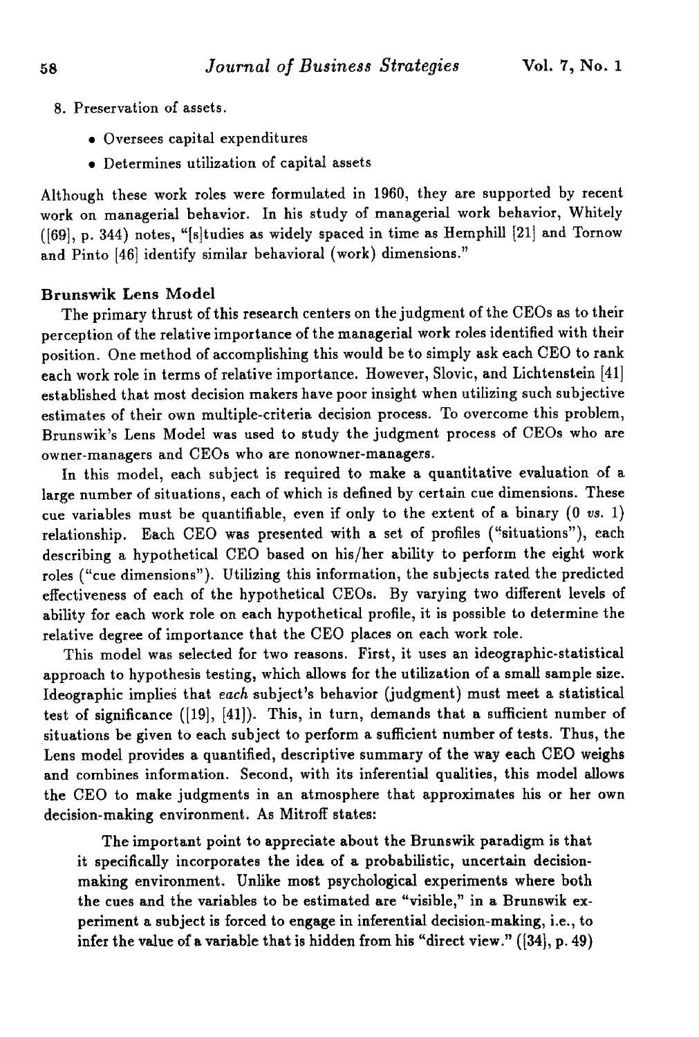8. Preservation of assets.
   - Oversees capital expenditures
   - Determines utilization of capital assets

Although these work roles were formulated in 1960, they are supported by recent work on managerial behavior. In his study of managerial work behavior, Whitely ([69], p. 344) notes, "[s]tudies as widely spaced in time as Hemphill [21] and Tornow and Pinto [46] identify similar behavioral (work) dimensions."

## Brunswik Lens Model

The primary thrust of this research centers on the judgment of the CEOs as to their perception of the relative importance of the managerial work roles identified with their position. One method of accomplishing this would be to simply ask each CEO to rank each work role in terms of relative importance. However, Slovic, and Lichtenstein [41] established that most decision makers have poor insight when utilizing such subjective estimates of their own multiple-criteria decision process. To overcome this problem, Brunswik's Lens Model was used to study the judgment process of CEOs who are owner-managers and CEOs who are nonowner-managers.

In this model, each subject is required to make a quantitative evaluation of a large number of situations, each of which is defined by certain cue dimensions. These cue variables must be quantifiable, even if only to the extent of a binary (0 *vs.* 1) relationship. Each CEO was presented with a set of profiles ("situations"), each describing a hypothetical CEO based on his/her ability to perform the eight work roles ("cue dimensions"). Utilizing this information, the subjects rated the predicted effectiveness of each of the hypothetical CEOs. By varying two different levels of ability for each work role on each hypothetical profile, it is possible to determine the relative degree of importance that the CEO places on each work role.

This model was selected for two reasons. First, it uses an ideographic-statistical approach to hypothesis testing, which allows for the utilization of a small sample size. Ideographic implies that *each* subject's behavior (judgment) must meet a statistical test of significance ([19], [41]). This, in turn, demands that a sufficient number of situations be given to each subject to perform a sufficient number of tests. Thus, the Lens model provides a quantified, descriptive summary of the way each CEO weighs and combines information. Second, with its inferential qualities, this model allows the CEO to make judgments in an atmosphere that approximates his or her own decision-making environment. As Mitroff states:

> The important point to appreciate about the Brunswik paradigm is that it specifically incorporates the idea of a probabilistic, uncertain decision-making environment. Unlike most psychological experiments where both the cues and the variables to be estimated are "visible," in a Brunswik experiment a subject is forced to engage in inferential decision-making, i.e., to infer the value of a variable that is hidden from his "direct view." ([34], p. 49)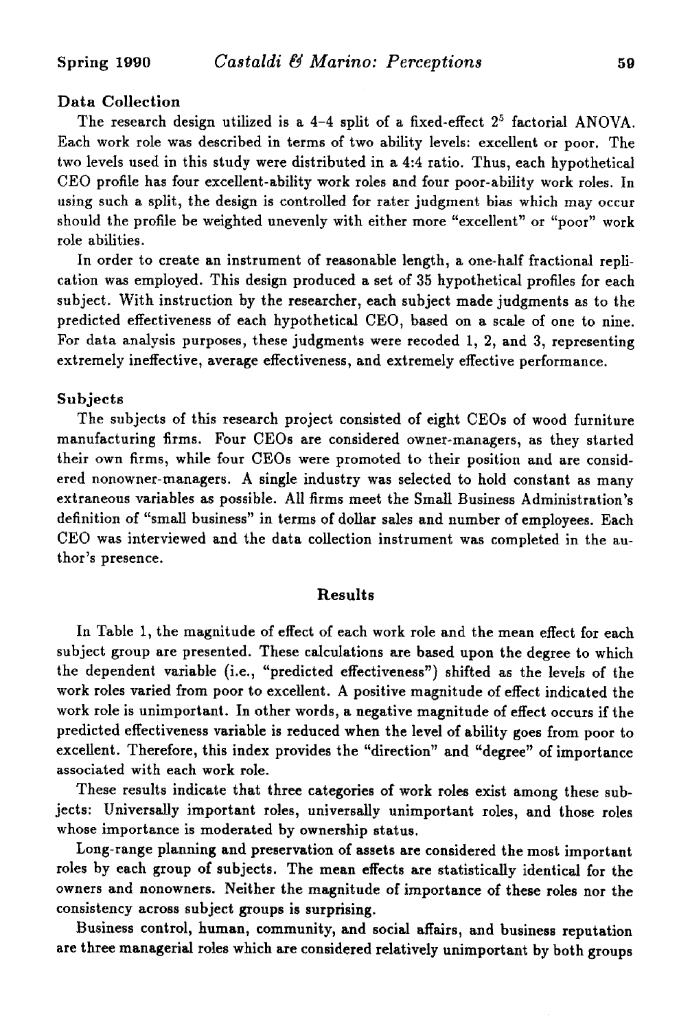### Data Collection

The research design utilized is a 4–4 split of a fixed-effect $2^5$ factorial ANOVA. Each work role was described in terms of two ability levels: excellent or poor. The two levels used in this study were distributed in a 4:4 ratio. Thus, each hypothetical CEO profile has four excellent-ability work roles and four poor-ability work roles. In using such a split, the design is controlled for rater judgment bias which may occur should the profile be weighted unevenly with either more "excellent" or "poor" work role abilities.

In order to create an instrument of reasonable length, a one-half fractional replication was employed. This design produced a set of 35 hypothetical profiles for each subject. With instruction by the researcher, each subject made judgments as to the predicted effectiveness of each hypothetical CEO, based on a scale of one to nine. For data analysis purposes, these judgments were recoded 1, 2, and 3, representing extremely ineffective, average effectiveness, and extremely effective performance.

### Subjects

The subjects of this research project consisted of eight CEOs of wood furniture manufacturing firms. Four CEOs are considered owner-managers, as they started their own firms, while four CEOs were promoted to their position and are considered nonowner-managers. A single industry was selected to hold constant as many extraneous variables as possible. All firms meet the Small Business Administration's definition of "small business" in terms of dollar sales and number of employees. Each CEO was interviewed and the data collection instrument was completed in the author's presence.

## Results

In Table 1, the magnitude of effect of each work role and the mean effect for each subject group are presented. These calculations are based upon the degree to which the dependent variable (i.e., "predicted effectiveness") shifted as the levels of the work roles varied from poor to excellent. A positive magnitude of effect indicated the work role is unimportant. In other words, a negative magnitude of effect occurs if the predicted effectiveness variable is reduced when the level of ability goes from poor to excellent. Therefore, this index provides the "direction" and "degree" of importance associated with each work role.

These results indicate that three categories of work roles exist among these subjects: Universally important roles, universally unimportant roles, and those roles whose importance is moderated by ownership status.

Long-range planning and preservation of assets are considered the most important roles by each group of subjects. The mean effects are statistically identical for the owners and nonowners. Neither the magnitude of importance of these roles nor the consistency across subject groups is surprising.

Business control, human, community, and social affairs, and business reputation are three managerial roles which are considered relatively unimportant by both groups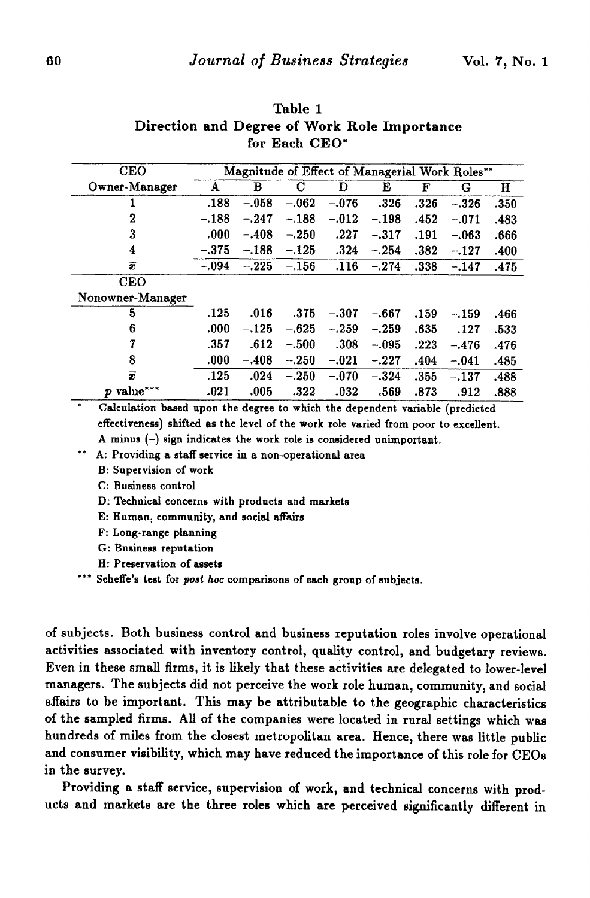**Table 1**
**Direction and Degree of Work Role Importance for Each CEO***

| CEO Owner-Manager | Magnitude of Effect of Managerial Work Roles** | | | | | | | |
|---|---|---|---|---|---|---|---|---|
| | A | B | C | D | E | F | G | H |
| 1 | .188 | −.058 | −.062 | −.076 | −.326 | .326 | −.326 | .350 |
| 2 | −.188 | −.247 | −.188 | −.012 | −.198 | .452 | −.071 | .483 |
| 3 | .000 | −.408 | −.250 | .227 | −.317 | .191 | −.063 | .666 |
| 4 | −.375 | −.188 | −.125 | .324 | −.254 | .382 | −.127 | .400 |
| $\bar{x}$ | −.094 | −.225 | −.156 | .116 | −.274 | .338 | −.147 | .475 |
| **CEO Nonowner-Manager** | | | | | | | | |
| 5 | .125 | .016 | .375 | −.307 | −.667 | .159 | −.159 | .466 |
| 6 | .000 | −.125 | −.625 | −.259 | −.259 | .635 | .127 | .533 |
| 7 | .357 | .612 | −.500 | .308 | −.095 | .223 | −.476 | .476 |
| 8 | .000 | −.408 | −.250 | −.021 | −.227 | .404 | −.041 | .485 |
| $\bar{x}$ | .125 | .024 | −.250 | −.070 | −.324 | .355 | −.137 | .488 |
| $p$ value*** | .021 | .005 | .322 | .032 | .569 | .873 | .912 | .888 |

\* Calculation based upon the degree to which the dependent variable (predicted effectiveness) shifted as the level of the work role varied from poor to excellent. A minus (−) sign indicates the work role is considered unimportant.

\*\* A: Providing a staff service in a non-operational area
B: Supervision of work
C: Business control
D: Technical concerns with products and markets
E: Human, community, and social affairs
F: Long-range planning
G: Business reputation
H: Preservation of assets

\*\*\* Scheffe's test for *post hoc* comparisons of each group of subjects.

of subjects. Both business control and business reputation roles involve operational activities associated with inventory control, quality control, and budgetary reviews. Even in these small firms, it is likely that these activities are delegated to lower-level managers. The subjects did not perceive the work role human, community, and social affairs to be important. This may be attributable to the geographic characteristics of the sampled firms. All of the companies were located in rural settings which was hundreds of miles from the closest metropolitan area. Hence, there was little public and consumer visibility, which may have reduced the importance of this role for CEOs in the survey.

Providing a staff service, supervision of work, and technical concerns with products and markets are the three roles which are perceived significantly different in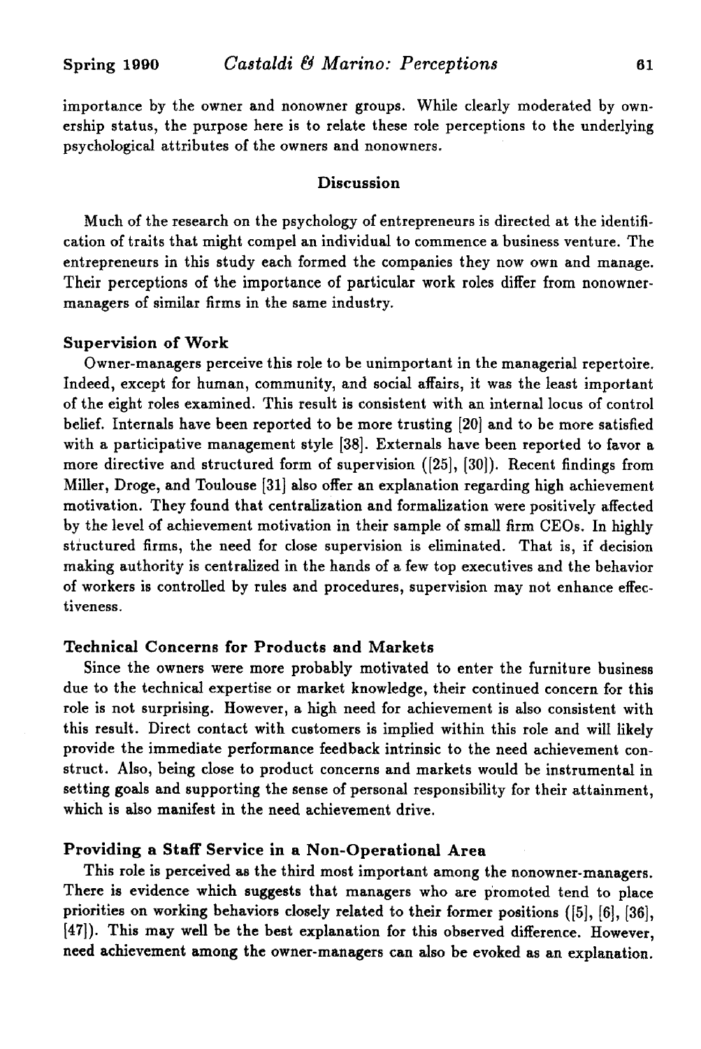importance by the owner and nonowner groups. While clearly moderated by ownership status, the purpose here is to relate these role perceptions to the underlying psychological attributes of the owners and nonowners.

## Discussion

Much of the research on the psychology of entrepreneurs is directed at the identification of traits that might compel an individual to commence a business venture. The entrepreneurs in this study each formed the companies they now own and manage. Their perceptions of the importance of particular work roles differ from nonowner-managers of similar firms in the same industry.

### Supervision of Work

Owner-managers perceive this role to be unimportant in the managerial repertoire. Indeed, except for human, community, and social affairs, it was the least important of the eight roles examined. This result is consistent with an internal locus of control belief. Internals have been reported to be more trusting [20] and to be more satisfied with a participative management style [38]. Externals have been reported to favor a more directive and structured form of supervision ([25], [30]). Recent findings from Miller, Droge, and Toulouse [31] also offer an explanation regarding high achievement motivation. They found that centralization and formalization were positively affected by the level of achievement motivation in their sample of small firm CEOs. In highly structured firms, the need for close supervision is eliminated. That is, if decision making authority is centralized in the hands of a few top executives and the behavior of workers is controlled by rules and procedures, supervision may not enhance effectiveness.

### Technical Concerns for Products and Markets

Since the owners were more probably motivated to enter the furniture business due to the technical expertise or market knowledge, their continued concern for this role is not surprising. However, a high need for achievement is also consistent with this result. Direct contact with customers is implied within this role and will likely provide the immediate performance feedback intrinsic to the need achievement construct. Also, being close to product concerns and markets would be instrumental in setting goals and supporting the sense of personal responsibility for their attainment, which is also manifest in the need achievement drive.

### Providing a Staff Service in a Non-Operational Area

This role is perceived as the third most important among the nonowner-managers. There is evidence which suggests that managers who are promoted tend to place priorities on working behaviors closely related to their former positions ([5], [6], [36], [47]). This may well be the best explanation for this observed difference. However, need achievement among the owner-managers can also be evoked as an explanation.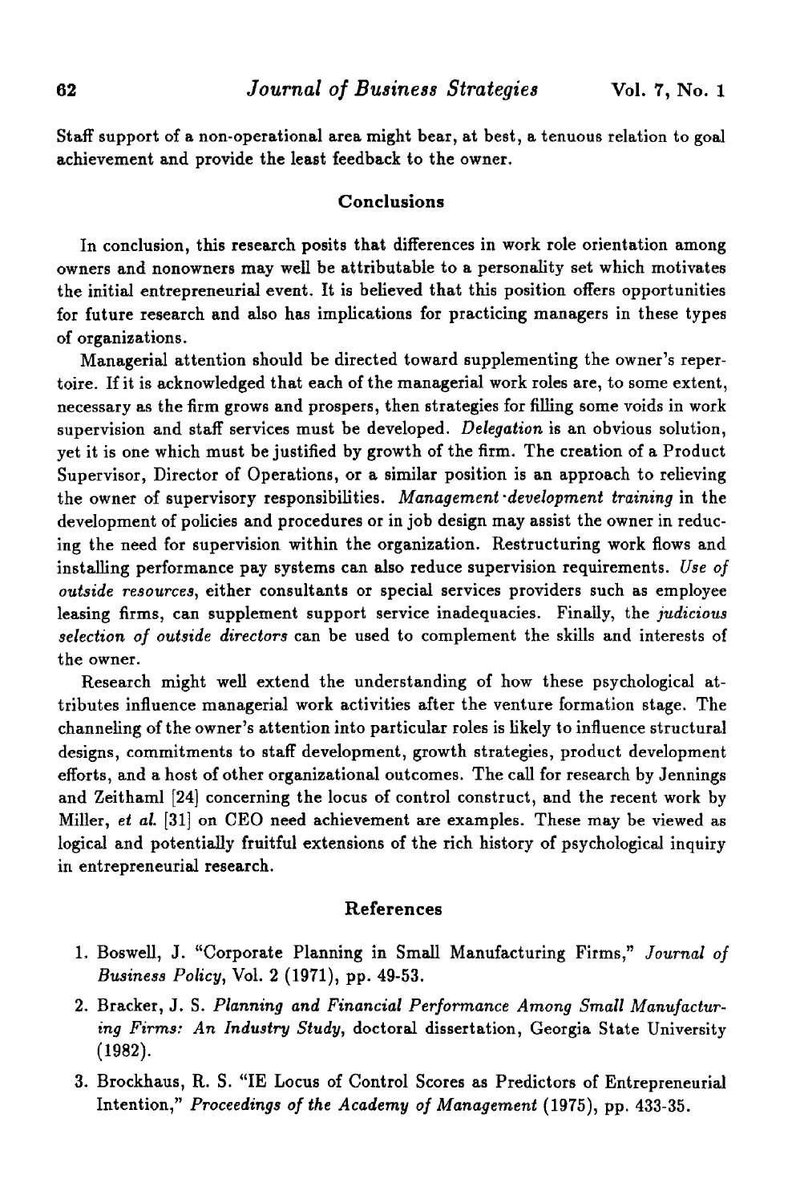Staff support of a non-operational area might bear, at best, a tenuous relation to goal achievement and provide the least feedback to the owner.

## Conclusions

In conclusion, this research posits that differences in work role orientation among owners and nonowners may well be attributable to a personality set which motivates the initial entrepreneurial event. It is believed that this position offers opportunities for future research and also has implications for practicing managers in these types of organizations.

Managerial attention should be directed toward supplementing the owner's repertoire. If it is acknowledged that each of the managerial work roles are, to some extent, necessary as the firm grows and prospers, then strategies for filling some voids in work supervision and staff services must be developed. *Delegation* is an obvious solution, yet it is one which must be justified by growth of the firm. The creation of a Product Supervisor, Director of Operations, or a similar position is an approach to relieving the owner of supervisory responsibilities. *Management-development training* in the development of policies and procedures or in job design may assist the owner in reducing the need for supervision within the organization. Restructuring work flows and installing performance pay systems can also reduce supervision requirements. *Use of outside resources*, either consultants or special services providers such as employee leasing firms, can supplement support service inadequacies. Finally, the *judicious selection of outside directors* can be used to complement the skills and interests of the owner.

Research might well extend the understanding of how these psychological attributes influence managerial work activities after the venture formation stage. The channeling of the owner's attention into particular roles is likely to influence structural designs, commitments to staff development, growth strategies, product development efforts, and a host of other organizational outcomes. The call for research by Jennings and Zeithaml [24] concerning the locus of control construct, and the recent work by Miller, *et al.* [31] on CEO need achievement are examples. These may be viewed as logical and potentially fruitful extensions of the rich history of psychological inquiry in entrepreneurial research.

## References

1. Boswell, J. "Corporate Planning in Small Manufacturing Firms," *Journal of Business Policy*, Vol. 2 (1971), pp. 49-53.
2. Bracker, J. S. *Planning and Financial Performance Among Small Manufacturing Firms: An Industry Study*, doctoral dissertation, Georgia State University (1982).
3. Brockhaus, R. S. "IE Locus of Control Scores as Predictors of Entrepreneurial Intention," *Proceedings of the Academy of Management* (1975), pp. 433-35.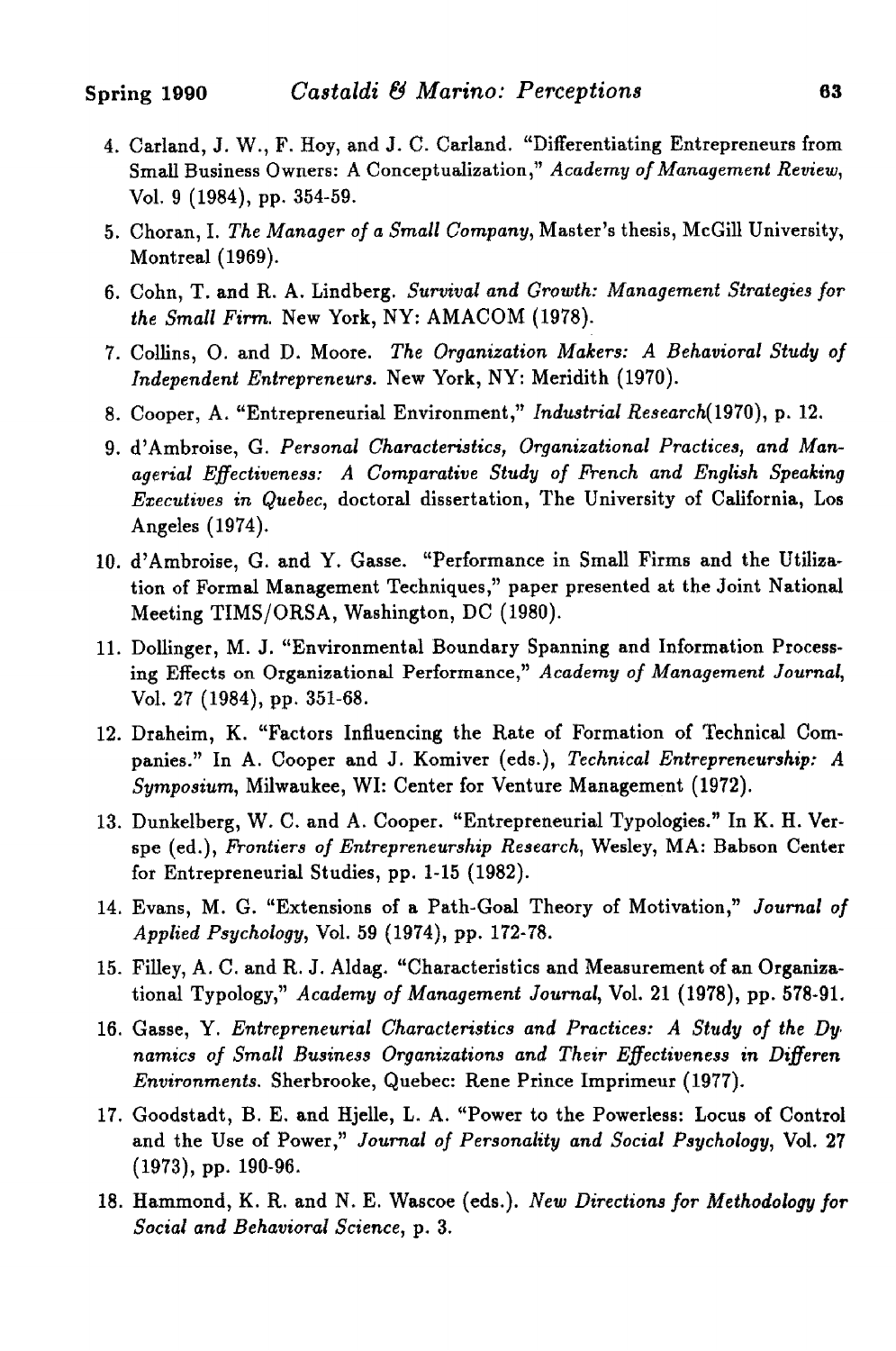4. Carland, J. W., F. Hoy, and J. C. Carland. "Differentiating Entrepreneurs from Small Business Owners: A Conceptualization," *Academy of Management Review*, Vol. 9 (1984), pp. 354-59.

5. Choran, I. *The Manager of a Small Company*, Master's thesis, McGill University, Montreal (1969).

6. Cohn, T. and R. A. Lindberg. *Survival and Growth: Management Strategies for the Small Firm*. New York, NY: AMACOM (1978).

7. Collins, O. and D. Moore. *The Organization Makers: A Behavioral Study of Independent Entrepreneurs*. New York, NY: Meridith (1970).

8. Cooper, A. "Entrepreneurial Environment," *Industrial Research*(1970), p. 12.

9. d'Ambroise, G. *Personal Characteristics, Organizational Practices, and Managerial Effectiveness: A Comparative Study of French and English Speaking Executives in Quebec*, doctoral dissertation, The University of California, Los Angeles (1974).

10. d'Ambroise, G. and Y. Gasse. "Performance in Small Firms and the Utilization of Formal Management Techniques," paper presented at the Joint National Meeting TIMS/ORSA, Washington, DC (1980).

11. Dollinger, M. J. "Environmental Boundary Spanning and Information Processing Effects on Organizational Performance," *Academy of Management Journal*, Vol. 27 (1984), pp. 351-68.

12. Draheim, K. "Factors Influencing the Rate of Formation of Technical Companies." In A. Cooper and J. Komiver (eds.), *Technical Entrepreneurship: A Symposium*, Milwaukee, WI: Center for Venture Management (1972).

13. Dunkelberg, W. C. and A. Cooper. "Entrepreneurial Typologies." In K. H. Verspe (ed.), *Frontiers of Entrepreneurship Research*, Wesley, MA: Babson Center for Entrepreneurial Studies, pp. 1-15 (1982).

14. Evans, M. G. "Extensions of a Path-Goal Theory of Motivation," *Journal of Applied Psychology*, Vol. 59 (1974), pp. 172-78.

15. Filley, A. C. and R. J. Aldag. "Characteristics and Measurement of an Organizational Typology," *Academy of Management Journal*, Vol. 21 (1978), pp. 578-91.

16. Gasse, Y. *Entrepreneurial Characteristics and Practices: A Study of the Dynamics of Small Business Organizations and Their Effectiveness in Differen Environments*. Sherbrooke, Quebec: Rene Prince Imprimeur (1977).

17. Goodstadt, B. E. and Hjelle, L. A. "Power to the Powerless: Locus of Control and the Use of Power," *Journal of Personality and Social Psychology*, Vol. 27 (1973), pp. 190-96.

18. Hammond, K. R. and N. E. Wascoe (eds.). *New Directions for Methodology for Social and Behavioral Science*, p. 3.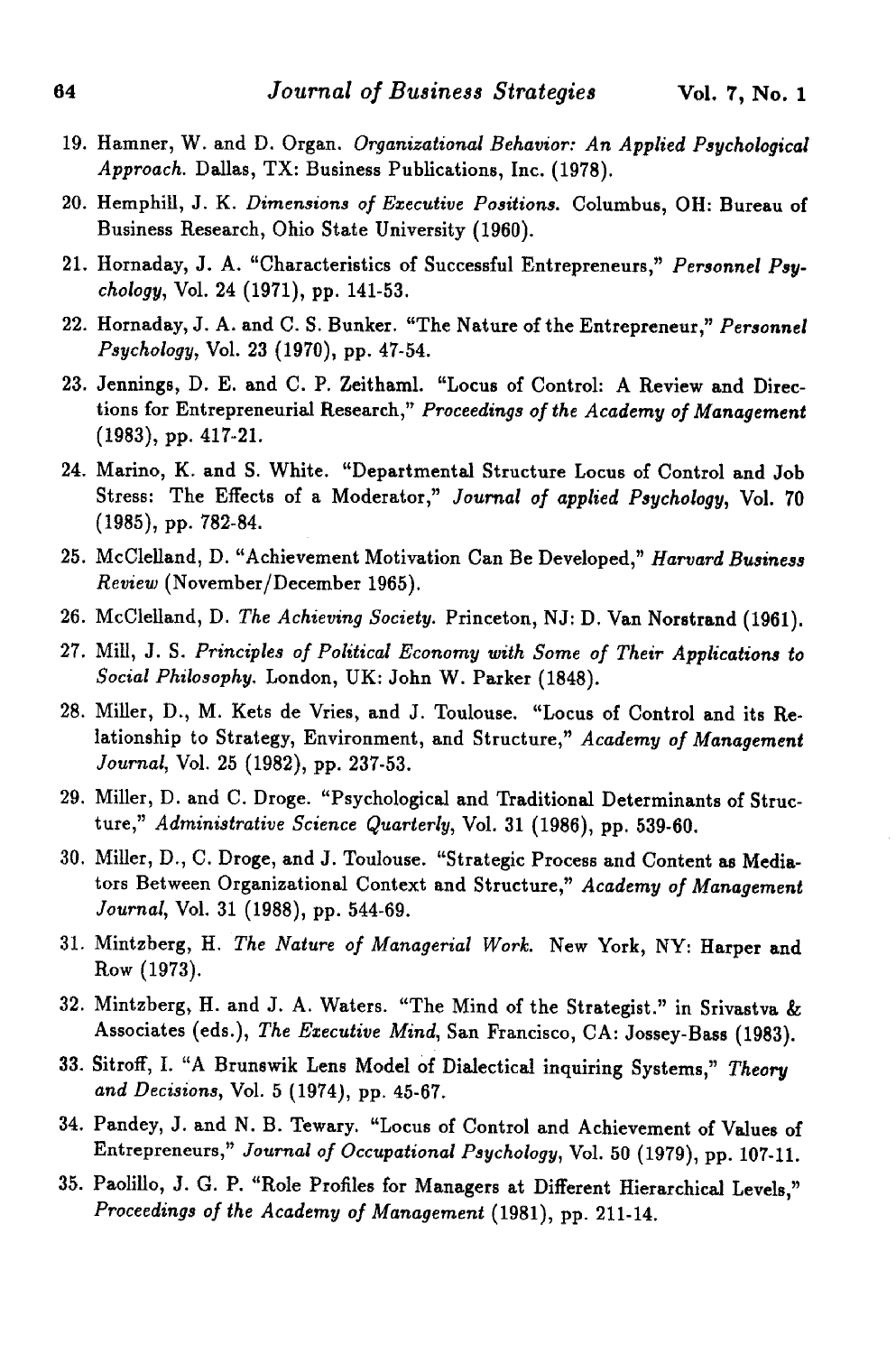19. Hamner, W. and D. Organ. *Organizational Behavior: An Applied Psychological Approach.* Dallas, TX: Business Publications, Inc. (1978).

20. Hemphill, J. K. *Dimensions of Executive Positions.* Columbus, OH: Bureau of Business Research, Ohio State University (1960).

21. Hornaday, J. A. "Characteristics of Successful Entrepreneurs," *Personnel Psychology*, Vol. 24 (1971), pp. 141-53.

22. Hornaday, J. A. and C. S. Bunker. "The Nature of the Entrepreneur," *Personnel Psychology*, Vol. 23 (1970), pp. 47-54.

23. Jennings, D. E. and C. P. Zeithaml. "Locus of Control: A Review and Directions for Entrepreneurial Research," *Proceedings of the Academy of Management* (1983), pp. 417-21.

24. Marino, K. and S. White. "Departmental Structure Locus of Control and Job Stress: The Effects of a Moderator," *Journal of applied Psychology*, Vol. 70 (1985), pp. 782-84.

25. McClelland, D. "Achievement Motivation Can Be Developed," *Harvard Business Review* (November/December 1965).

26. McClelland, D. *The Achieving Society.* Princeton, NJ: D. Van Norstrand (1961).

27. Mill, J. S. *Principles of Political Economy with Some of Their Applications to Social Philosophy.* London, UK: John W. Parker (1848).

28. Miller, D., M. Kets de Vries, and J. Toulouse. "Locus of Control and its Relationship to Strategy, Environment, and Structure," *Academy of Management Journal*, Vol. 25 (1982), pp. 237-53.

29. Miller, D. and C. Droge. "Psychological and Traditional Determinants of Structure," *Administrative Science Quarterly*, Vol. 31 (1986), pp. 539-60.

30. Miller, D., C. Droge, and J. Toulouse. "Strategic Process and Content as Mediators Between Organizational Context and Structure," *Academy of Management Journal*, Vol. 31 (1988), pp. 544-69.

31. Mintzberg, H. *The Nature of Managerial Work.* New York, NY: Harper and Row (1973).

32. Mintzberg, H. and J. A. Waters. "The Mind of the Strategist." in Srivastva & Associates (eds.), *The Executive Mind*, San Francisco, CA: Jossey-Bass (1983).

33. Sitroff, I. "A Brunswik Lens Model of Dialectical inquiring Systems," *Theory and Decisions*, Vol. 5 (1974), pp. 45-67.

34. Pandey, J. and N. B. Tewary. "Locus of Control and Achievement of Values of Entrepreneurs," *Journal of Occupational Psychology*, Vol. 50 (1979), pp. 107-11.

35. Paolillo, J. G. P. "Role Profiles for Managers at Different Hierarchical Levels," *Proceedings of the Academy of Management* (1981), pp. 211-14.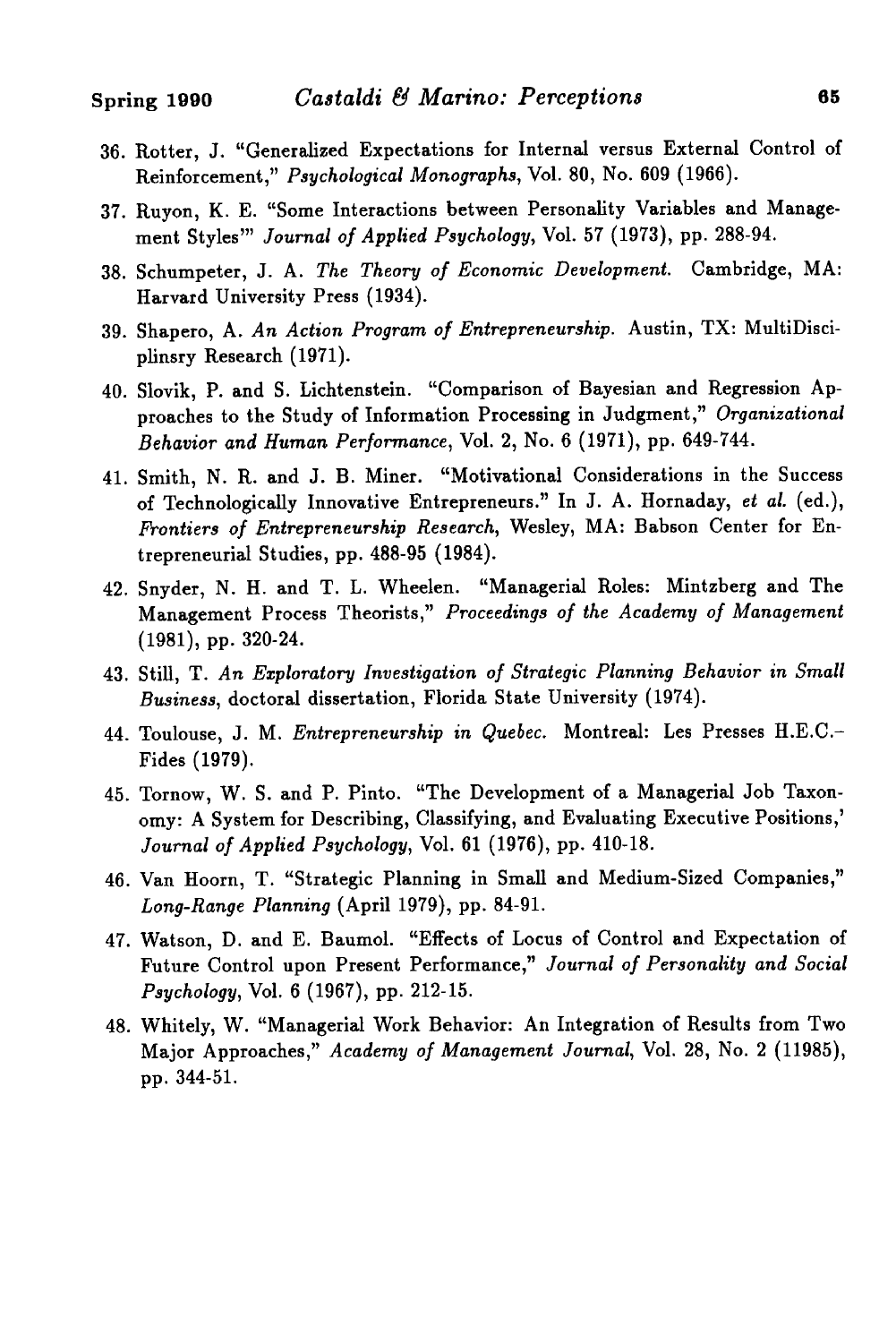36. Rotter, J. "Generalized Expectations for Internal versus External Control of Reinforcement," *Psychological Monographs*, Vol. 80, No. 609 (1966).

37. Ruyon, K. E. "Some Interactions between Personality Variables and Management Styles'" *Journal of Applied Psychology*, Vol. 57 (1973), pp. 288-94.

38. Schumpeter, J. A. *The Theory of Economic Development.* Cambridge, MA: Harvard University Press (1934).

39. Shapero, A. *An Action Program of Entrepreneurship.* Austin, TX: MultiDisciplinsry Research (1971).

40. Slovik, P. and S. Lichtenstein. "Comparison of Bayesian and Regression Approaches to the Study of Information Processing in Judgment," *Organizational Behavior and Human Performance*, Vol. 2, No. 6 (1971), pp. 649-744.

41. Smith, N. R. and J. B. Miner. "Motivational Considerations in the Success of Technologically Innovative Entrepreneurs." In J. A. Hornaday, *et al.* (ed.), *Frontiers of Entrepreneurship Research*, Wesley, MA: Babson Center for Entrepreneurial Studies, pp. 488-95 (1984).

42. Snyder, N. H. and T. L. Wheelen. "Managerial Roles: Mintzberg and The Management Process Theorists," *Proceedings of the Academy of Management* (1981), pp. 320-24.

43. Still, T. *An Exploratory Investigation of Strategic Planning Behavior in Small Business*, doctoral dissertation, Florida State University (1974).

44. Toulouse, J. M. *Entrepreneurship in Quebec.* Montreal: Les Presses H.E.C.–Fides (1979).

45. Tornow, W. S. and P. Pinto. "The Development of a Managerial Job Taxonomy: A System for Describing, Classifying, and Evaluating Executive Positions,' *Journal of Applied Psychology*, Vol. 61 (1976), pp. 410-18.

46. Van Hoorn, T. "Strategic Planning in Small and Medium-Sized Companies," *Long-Range Planning* (April 1979), pp. 84-91.

47. Watson, D. and E. Baumol. "Effects of Locus of Control and Expectation of Future Control upon Present Performance," *Journal of Personality and Social Psychology*, Vol. 6 (1967), pp. 212-15.

48. Whitely, W. "Managerial Work Behavior: An Integration of Results from Two Major Approaches," *Academy of Management Journal*, Vol. 28, No. 2 (11985), pp. 344-51.